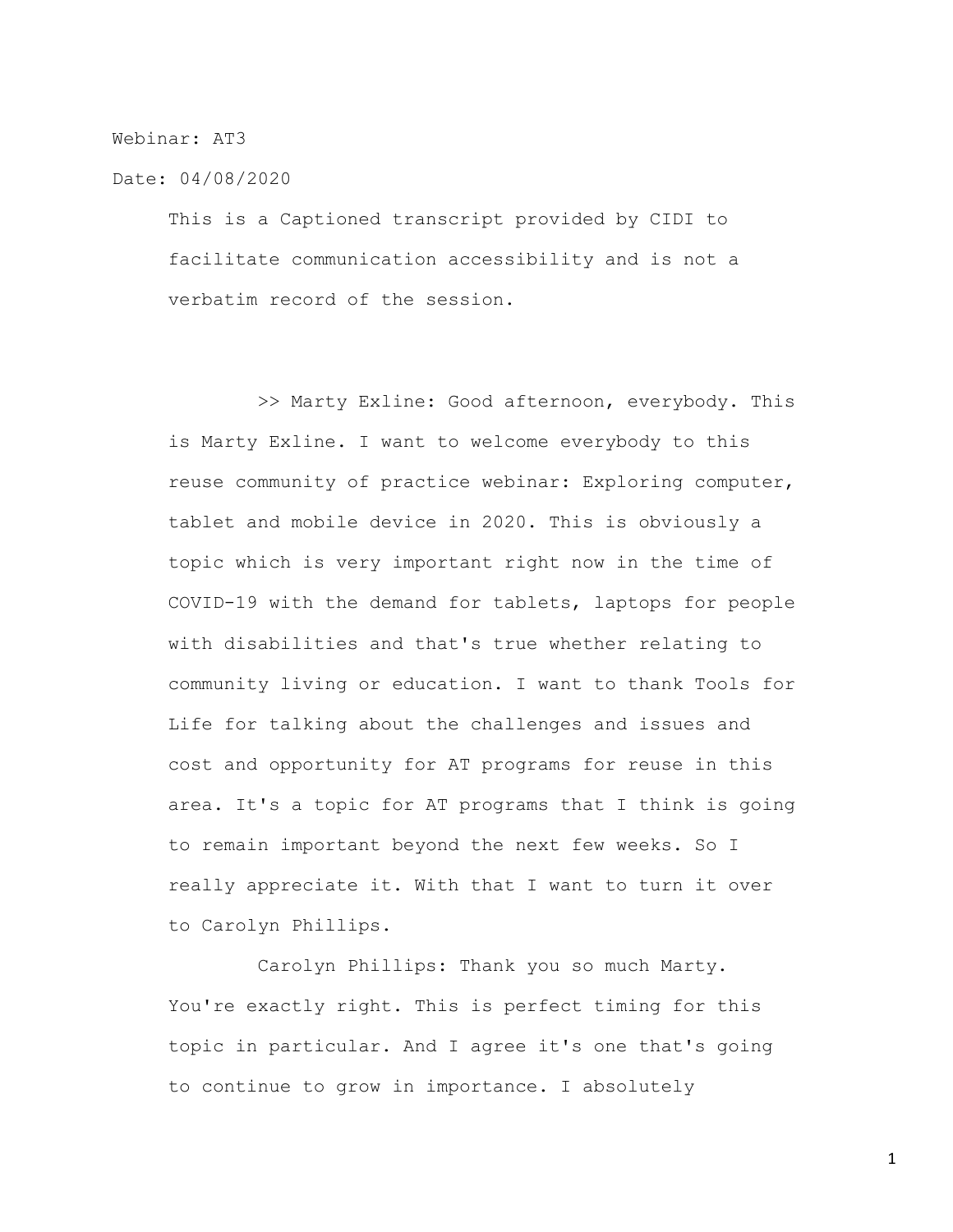Webinar: AT3

Date: 04/08/2020

This is a Captioned transcript provided by CIDI to facilitate communication accessibility and is not a verbatim record of the session.

>> Marty Exline: Good afternoon, everybody. This is Marty Exline. I want to welcome everybody to this reuse community of practice webinar: Exploring computer, tablet and mobile device in 2020. This is obviously a topic which is very important right now in the time of COVID-19 with the demand for tablets, laptops for people with disabilities and that's true whether relating to community living or education. I want to thank Tools for Life for talking about the challenges and issues and cost and opportunity for AT programs for reuse in this area. It's a topic for AT programs that I think is going to remain important beyond the next few weeks. So I really appreciate it. With that I want to turn it over to Carolyn Phillips.

Carolyn Phillips: Thank you so much Marty. You're exactly right. This is perfect timing for this topic in particular. And I agree it's one that's going to continue to grow in importance. I absolutely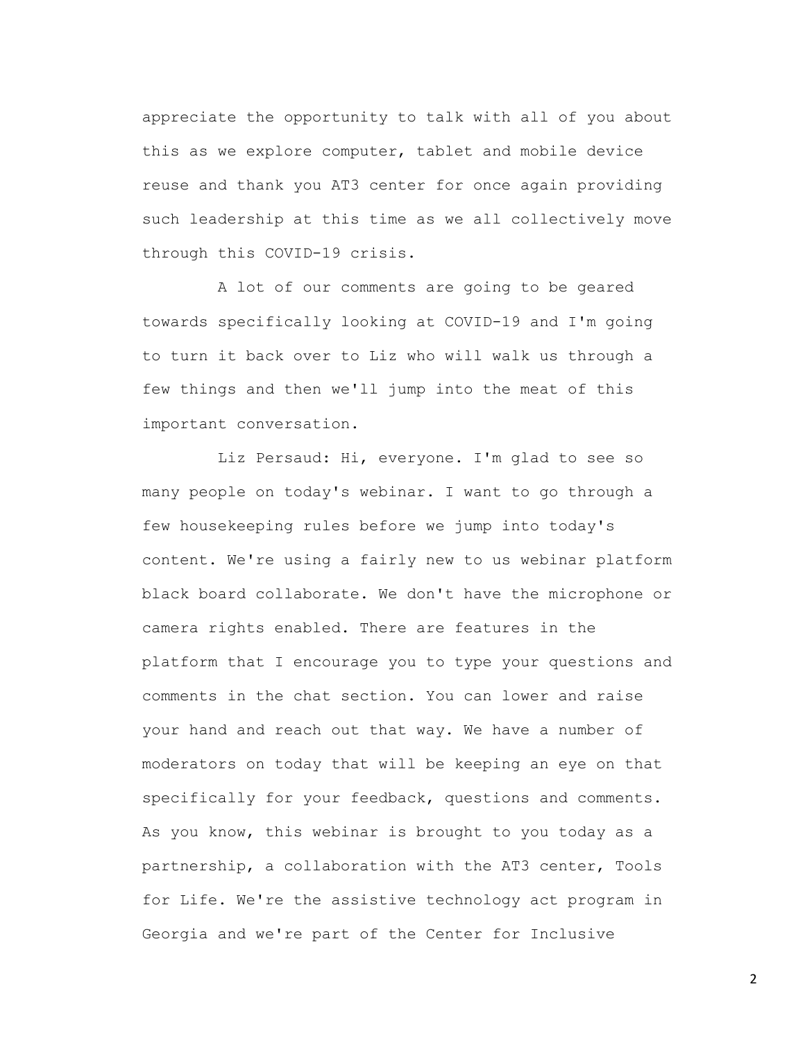appreciate the opportunity to talk with all of you about this as we explore computer, tablet and mobile device reuse and thank you AT3 center for once again providing such leadership at this time as we all collectively move through this COVID-19 crisis.

A lot of our comments are going to be geared towards specifically looking at COVID-19 and I'm going to turn it back over to Liz who will walk us through a few things and then we'll jump into the meat of this important conversation.

Liz Persaud: Hi, everyone. I'm glad to see so many people on today's webinar. I want to go through a few housekeeping rules before we jump into today's content. We're using a fairly new to us webinar platform black board collaborate. We don't have the microphone or camera rights enabled. There are features in the platform that I encourage you to type your questions and comments in the chat section. You can lower and raise your hand and reach out that way. We have a number of moderators on today that will be keeping an eye on that specifically for your feedback, questions and comments. As you know, this webinar is brought to you today as a partnership, a collaboration with the AT3 center, Tools for Life. We're the assistive technology act program in Georgia and we're part of the Center for Inclusive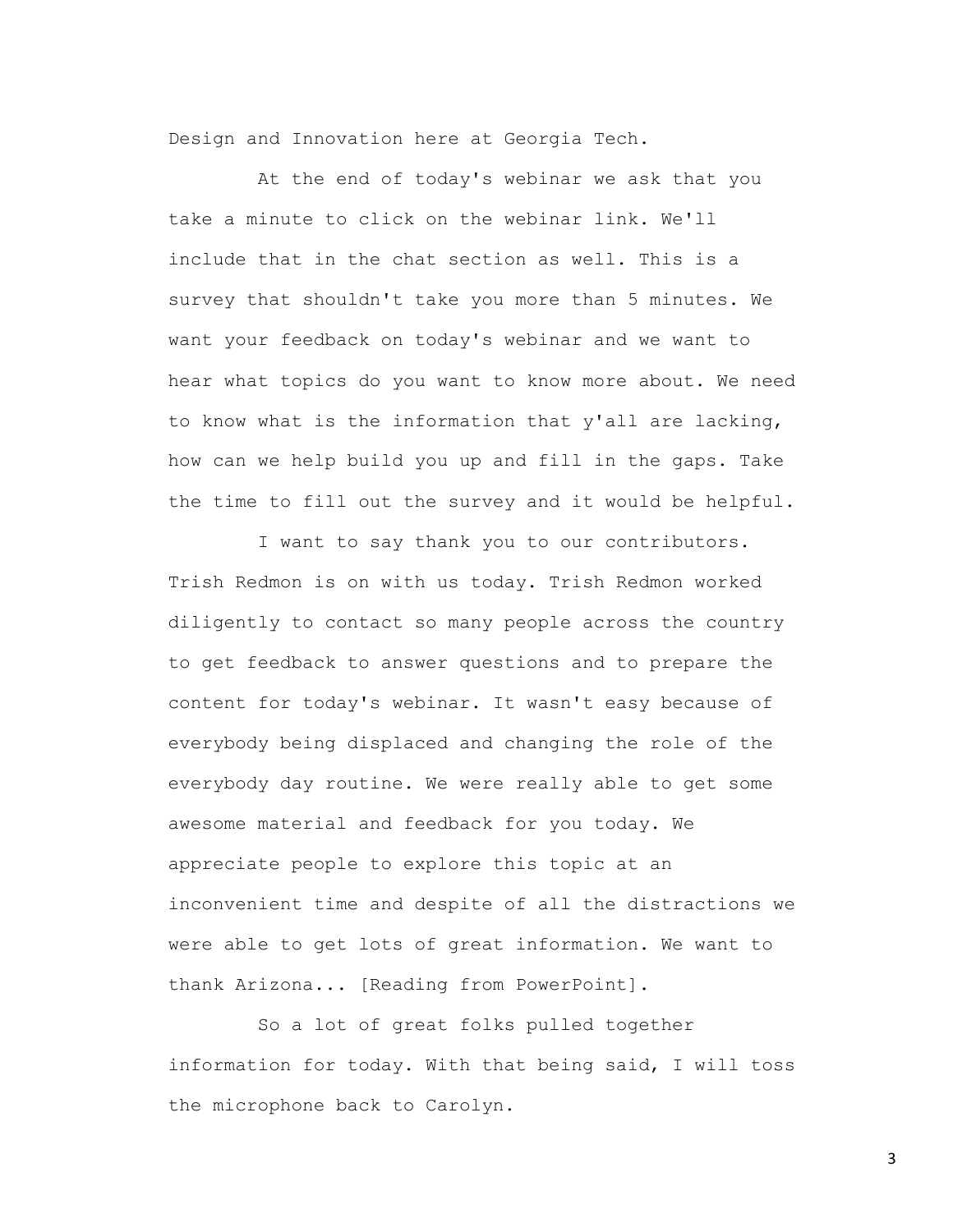Design and Innovation here at Georgia Tech.

At the end of today's webinar we ask that you take a minute to click on the webinar link. We'll include that in the chat section as well. This is a survey that shouldn't take you more than 5 minutes. We want your feedback on today's webinar and we want to hear what topics do you want to know more about. We need to know what is the information that y'all are lacking, how can we help build you up and fill in the gaps. Take the time to fill out the survey and it would be helpful.

I want to say thank you to our contributors. Trish Redmon is on with us today. Trish Redmon worked diligently to contact so many people across the country to get feedback to answer questions and to prepare the content for today's webinar. It wasn't easy because of everybody being displaced and changing the role of the everybody day routine. We were really able to get some awesome material and feedback for you today. We appreciate people to explore this topic at an inconvenient time and despite of all the distractions we were able to get lots of great information. We want to thank Arizona... [Reading from PowerPoint].

So a lot of great folks pulled together information for today. With that being said, I will toss the microphone back to Carolyn.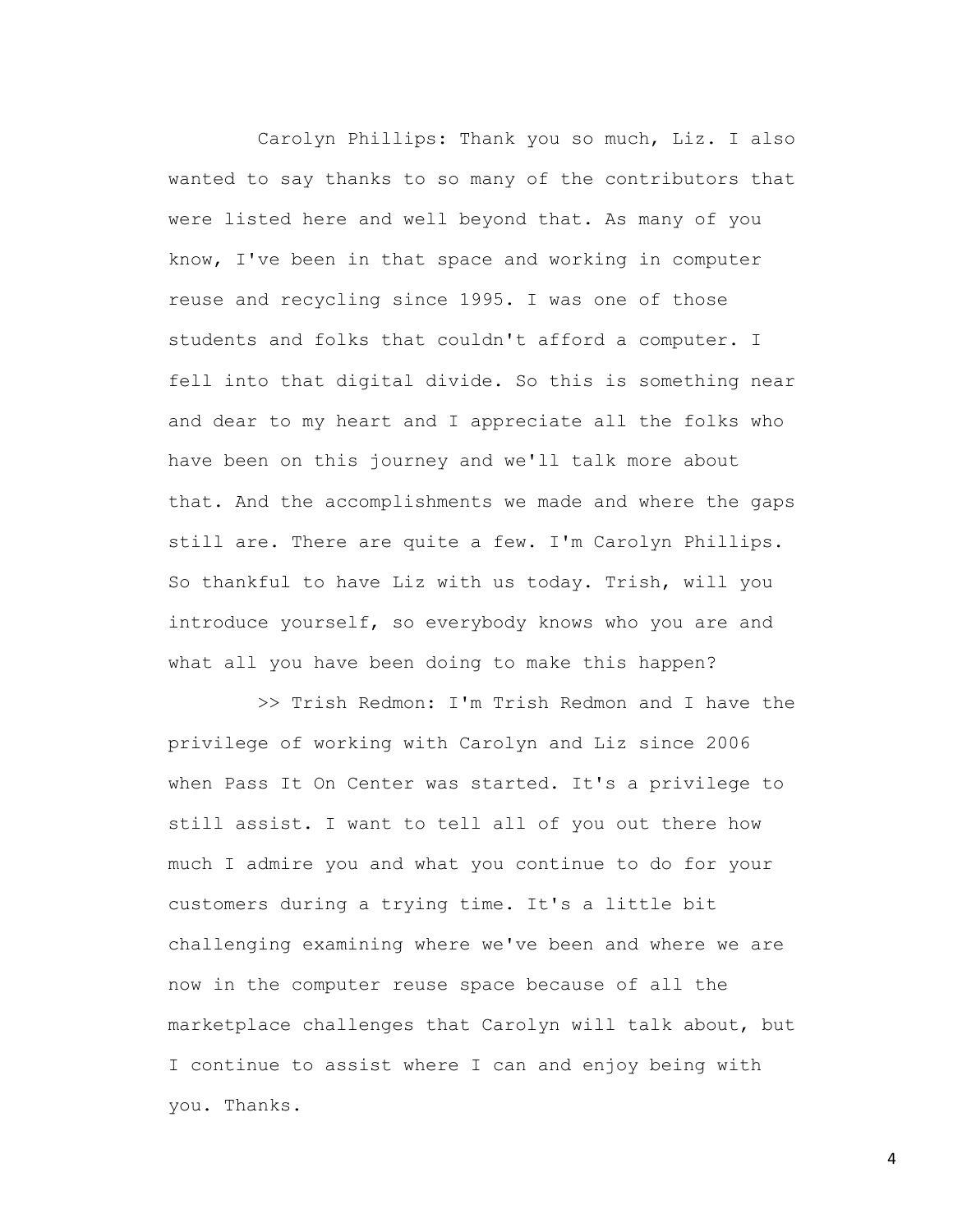Carolyn Phillips: Thank you so much, Liz. I also wanted to say thanks to so many of the contributors that were listed here and well beyond that. As many of you know, I've been in that space and working in computer reuse and recycling since 1995. I was one of those students and folks that couldn't afford a computer. I fell into that digital divide. So this is something near and dear to my heart and I appreciate all the folks who have been on this journey and we'll talk more about that. And the accomplishments we made and where the gaps still are. There are quite a few. I'm Carolyn Phillips. So thankful to have Liz with us today. Trish, will you introduce yourself, so everybody knows who you are and what all you have been doing to make this happen?

>> Trish Redmon: I'm Trish Redmon and I have the privilege of working with Carolyn and Liz since 2006 when Pass It On Center was started. It's a privilege to still assist. I want to tell all of you out there how much I admire you and what you continue to do for your customers during a trying time. It's a little bit challenging examining where we've been and where we are now in the computer reuse space because of all the marketplace challenges that Carolyn will talk about, but I continue to assist where I can and enjoy being with you. Thanks.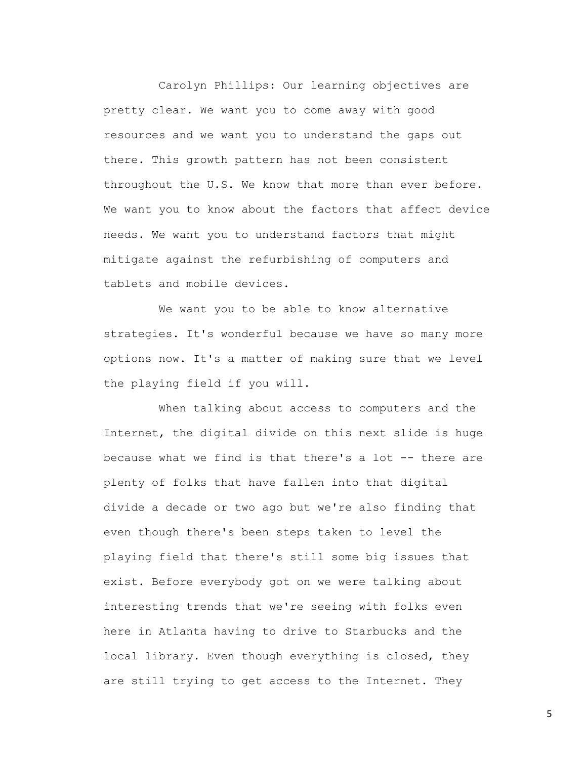Carolyn Phillips: Our learning objectives are pretty clear. We want you to come away with good resources and we want you to understand the gaps out there. This growth pattern has not been consistent throughout the U.S. We know that more than ever before. We want you to know about the factors that affect device needs. We want you to understand factors that might mitigate against the refurbishing of computers and tablets and mobile devices.

We want you to be able to know alternative strategies. It's wonderful because we have so many more options now. It's a matter of making sure that we level the playing field if you will.

When talking about access to computers and the Internet, the digital divide on this next slide is huge because what we find is that there's a lot -- there are plenty of folks that have fallen into that digital divide a decade or two ago but we're also finding that even though there's been steps taken to level the playing field that there's still some big issues that exist. Before everybody got on we were talking about interesting trends that we're seeing with folks even here in Atlanta having to drive to Starbucks and the local library. Even though everything is closed, they are still trying to get access to the Internet. They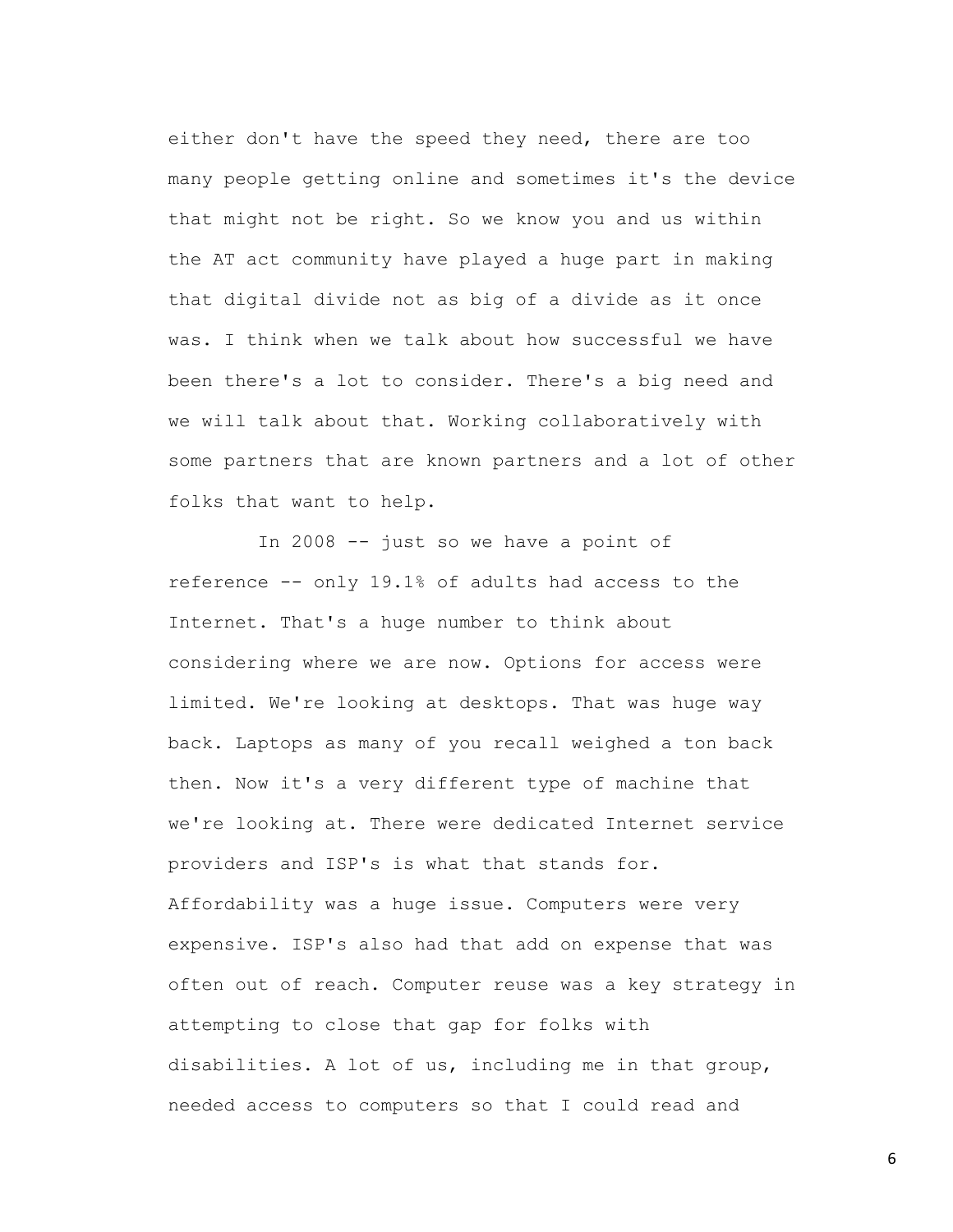either don't have the speed they need, there are too many people getting online and sometimes it's the device that might not be right. So we know you and us within the AT act community have played a huge part in making that digital divide not as big of a divide as it once was. I think when we talk about how successful we have been there's a lot to consider. There's a big need and we will talk about that. Working collaboratively with some partners that are known partners and a lot of other folks that want to help.

In 2008 -- just so we have a point of reference -- only 19.1% of adults had access to the Internet. That's a huge number to think about considering where we are now. Options for access were limited. We're looking at desktops. That was huge way back. Laptops as many of you recall weighed a ton back then. Now it's a very different type of machine that we're looking at. There were dedicated Internet service providers and ISP's is what that stands for. Affordability was a huge issue. Computers were very expensive. ISP's also had that add on expense that was often out of reach. Computer reuse was a key strategy in attempting to close that gap for folks with disabilities. A lot of us, including me in that group, needed access to computers so that I could read and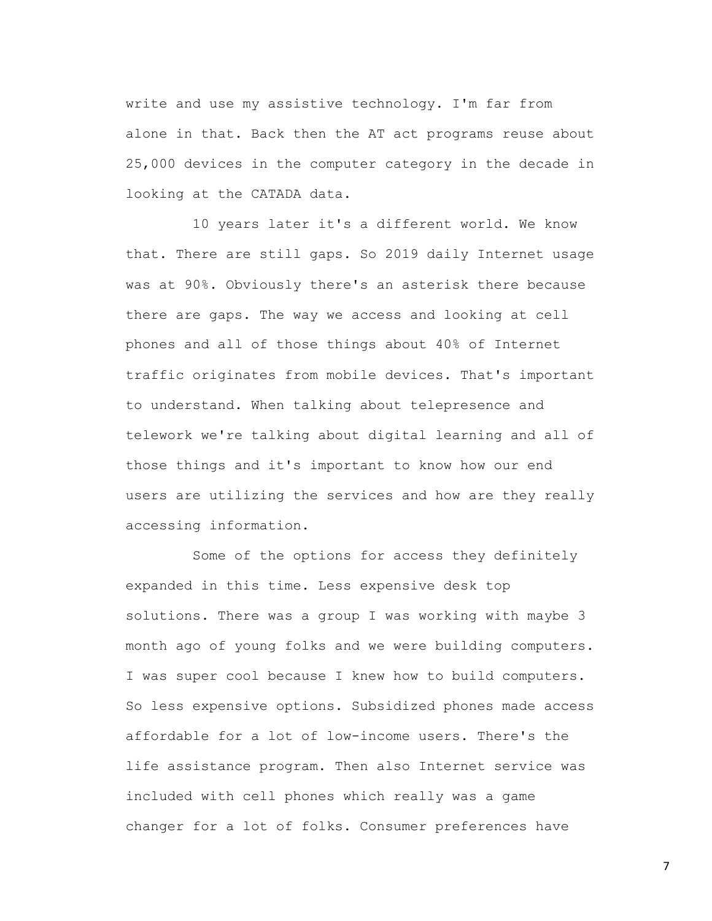write and use my assistive technology. I'm far from alone in that. Back then the AT act programs reuse about 25,000 devices in the computer category in the decade in looking at the CATADA data.

10 years later it's a different world. We know that. There are still gaps. So 2019 daily Internet usage was at 90%. Obviously there's an asterisk there because there are gaps. The way we access and looking at cell phones and all of those things about 40% of Internet traffic originates from mobile devices. That's important to understand. When talking about telepresence and telework we're talking about digital learning and all of those things and it's important to know how our end users are utilizing the services and how are they really accessing information.

Some of the options for access they definitely expanded in this time. Less expensive desk top solutions. There was a group I was working with maybe 3 month ago of young folks and we were building computers. I was super cool because I knew how to build computers. So less expensive options. Subsidized phones made access affordable for a lot of low-income users. There's the life assistance program. Then also Internet service was included with cell phones which really was a game changer for a lot of folks. Consumer preferences have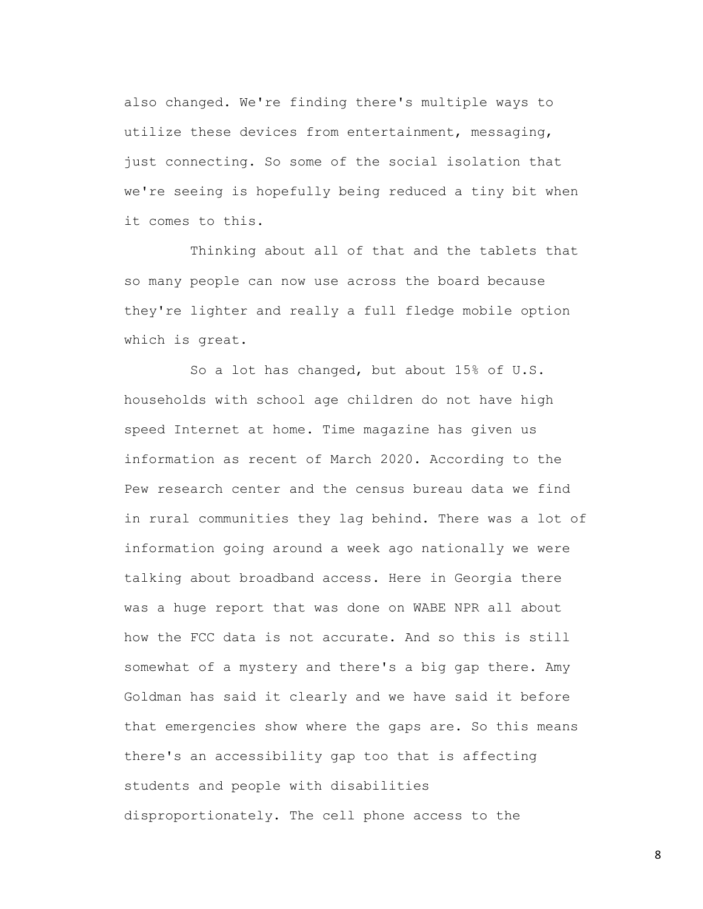also changed. We're finding there's multiple ways to utilize these devices from entertainment, messaging, just connecting. So some of the social isolation that we're seeing is hopefully being reduced a tiny bit when it comes to this.

Thinking about all of that and the tablets that so many people can now use across the board because they're lighter and really a full fledge mobile option which is great.

So a lot has changed, but about 15% of U.S. households with school age children do not have high speed Internet at home. Time magazine has given us information as recent of March 2020. According to the Pew research center and the census bureau data we find in rural communities they lag behind. There was a lot of information going around a week ago nationally we were talking about broadband access. Here in Georgia there was a huge report that was done on WABE NPR all about how the FCC data is not accurate. And so this is still somewhat of a mystery and there's a big gap there. Amy Goldman has said it clearly and we have said it before that emergencies show where the gaps are. So this means there's an accessibility gap too that is affecting students and people with disabilities disproportionately. The cell phone access to the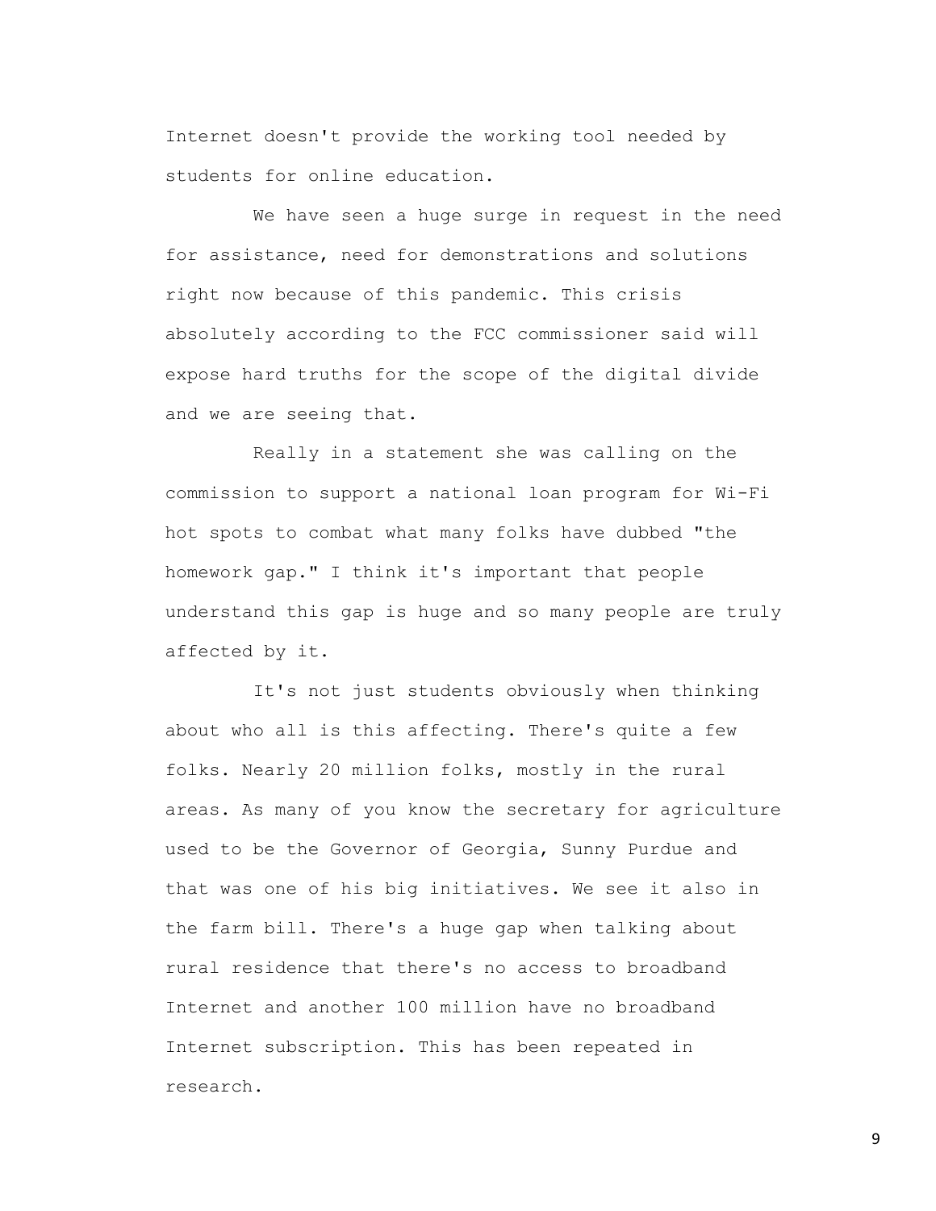Internet doesn't provide the working tool needed by students for online education.

We have seen a huge surge in request in the need for assistance, need for demonstrations and solutions right now because of this pandemic. This crisis absolutely according to the FCC commissioner said will expose hard truths for the scope of the digital divide and we are seeing that.

Really in a statement she was calling on the commission to support a national loan program for Wi-Fi hot spots to combat what many folks have dubbed "the homework gap." I think it's important that people understand this gap is huge and so many people are truly affected by it.

It's not just students obviously when thinking about who all is this affecting. There's quite a few folks. Nearly 20 million folks, mostly in the rural areas. As many of you know the secretary for agriculture used to be the Governor of Georgia, Sunny Purdue and that was one of his big initiatives. We see it also in the farm bill. There's a huge gap when talking about rural residence that there's no access to broadband Internet and another 100 million have no broadband Internet subscription. This has been repeated in research.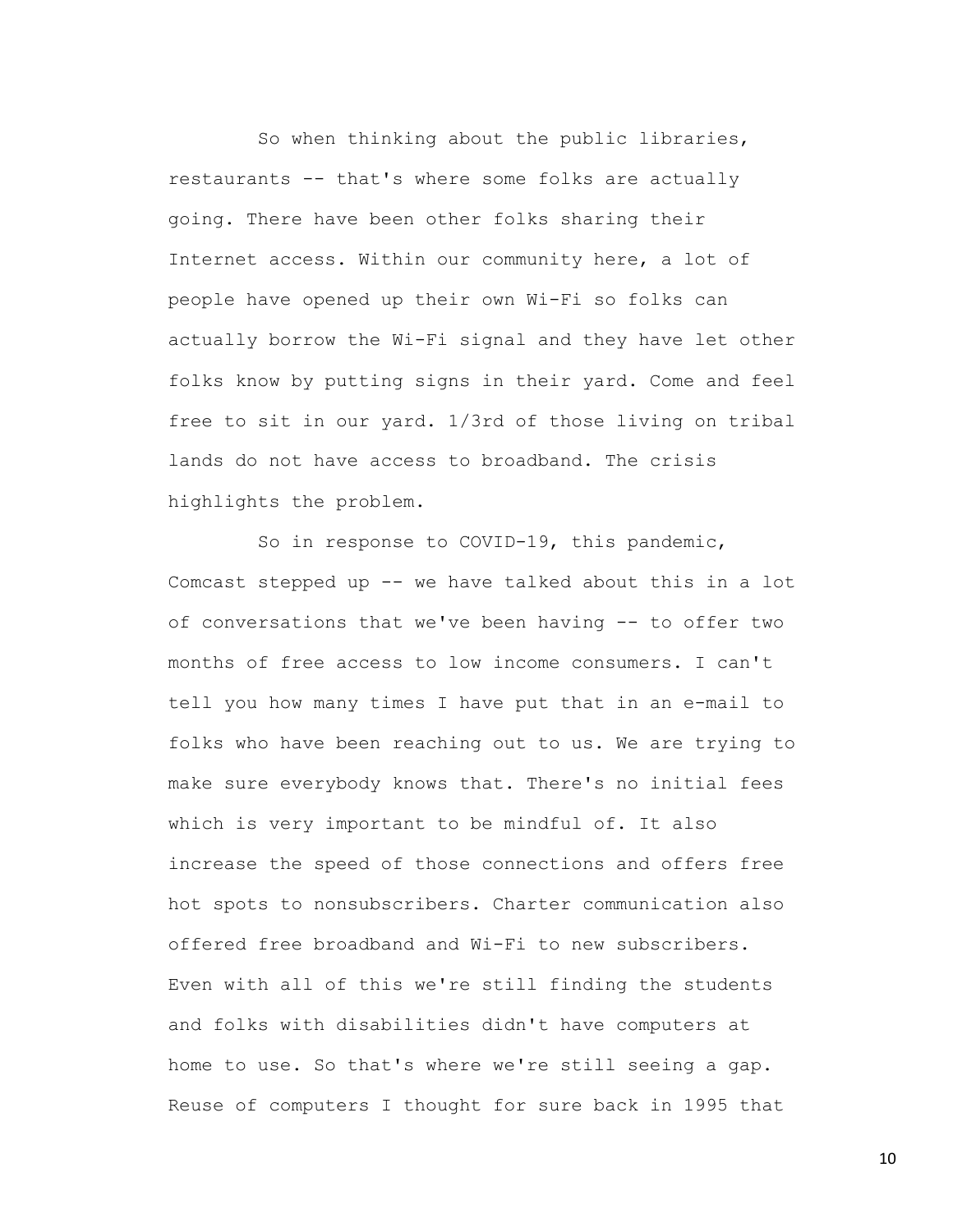So when thinking about the public libraries, restaurants -- that's where some folks are actually going. There have been other folks sharing their Internet access. Within our community here, a lot of people have opened up their own Wi-Fi so folks can actually borrow the Wi-Fi signal and they have let other folks know by putting signs in their yard. Come and feel free to sit in our yard. 1/3rd of those living on tribal lands do not have access to broadband. The crisis highlights the problem.

So in response to COVID-19, this pandemic, Comcast stepped up -- we have talked about this in a lot of conversations that we've been having -- to offer two months of free access to low income consumers. I can't tell you how many times I have put that in an e-mail to folks who have been reaching out to us. We are trying to make sure everybody knows that. There's no initial fees which is very important to be mindful of. It also increase the speed of those connections and offers free hot spots to nonsubscribers. Charter communication also offered free broadband and Wi-Fi to new subscribers. Even with all of this we're still finding the students and folks with disabilities didn't have computers at home to use. So that's where we're still seeing a gap. Reuse of computers I thought for sure back in 1995 that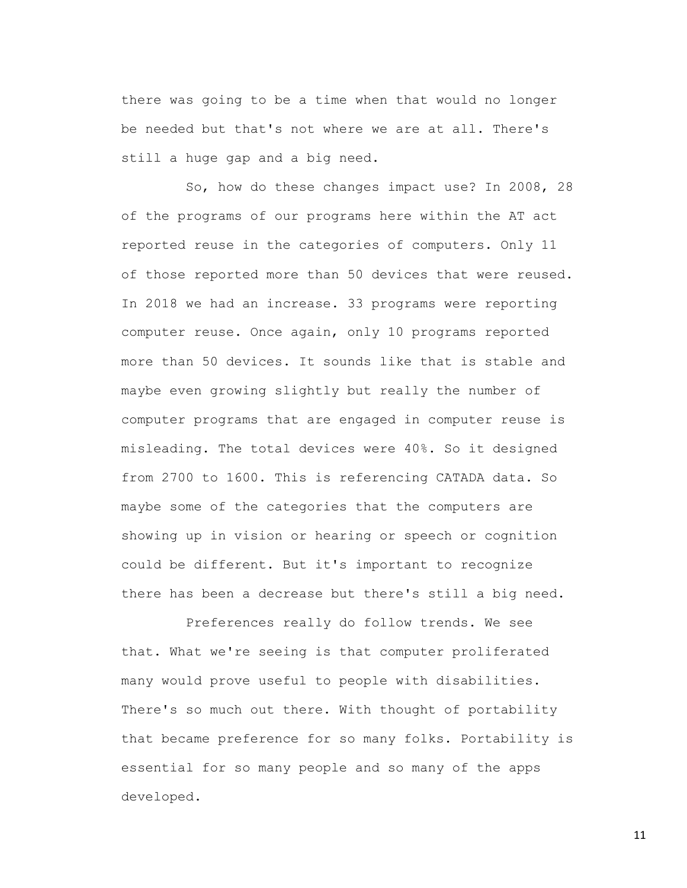there was going to be a time when that would no longer be needed but that's not where we are at all. There's still a huge gap and a big need.

So, how do these changes impact use? In 2008, 28 of the programs of our programs here within the AT act reported reuse in the categories of computers. Only 11 of those reported more than 50 devices that were reused. In 2018 we had an increase. 33 programs were reporting computer reuse. Once again, only 10 programs reported more than 50 devices. It sounds like that is stable and maybe even growing slightly but really the number of computer programs that are engaged in computer reuse is misleading. The total devices were 40%. So it designed from 2700 to 1600. This is referencing CATADA data. So maybe some of the categories that the computers are showing up in vision or hearing or speech or cognition could be different. But it's important to recognize there has been a decrease but there's still a big need.

Preferences really do follow trends. We see that. What we're seeing is that computer proliferated many would prove useful to people with disabilities. There's so much out there. With thought of portability that became preference for so many folks. Portability is essential for so many people and so many of the apps developed.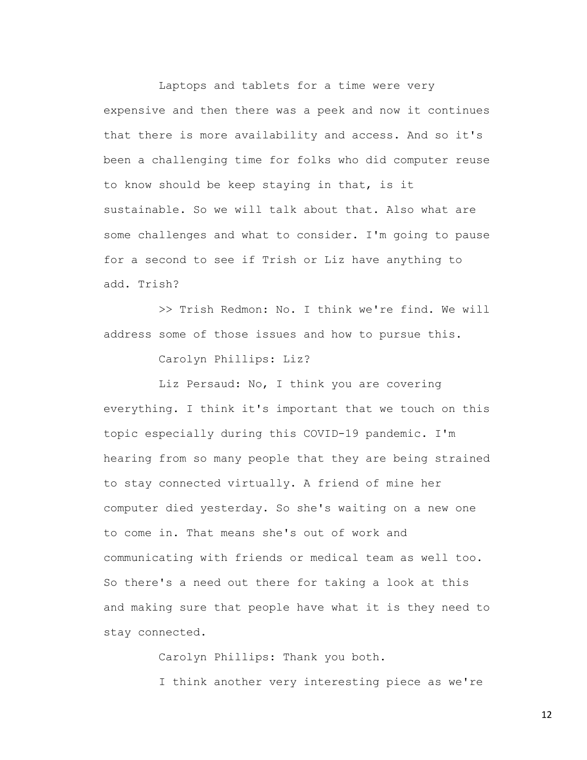Laptops and tablets for a time were very expensive and then there was a peek and now it continues that there is more availability and access. And so it's been a challenging time for folks who did computer reuse to know should be keep staying in that, is it sustainable. So we will talk about that. Also what are some challenges and what to consider. I'm going to pause for a second to see if Trish or Liz have anything to add. Trish?

>> Trish Redmon: No. I think we're find. We will address some of those issues and how to pursue this.

Carolyn Phillips: Liz?

Liz Persaud: No, I think you are covering everything. I think it's important that we touch on this topic especially during this COVID-19 pandemic. I'm hearing from so many people that they are being strained to stay connected virtually. A friend of mine her computer died yesterday. So she's waiting on a new one to come in. That means she's out of work and communicating with friends or medical team as well too. So there's a need out there for taking a look at this and making sure that people have what it is they need to stay connected.

Carolyn Phillips: Thank you both.

I think another very interesting piece as we're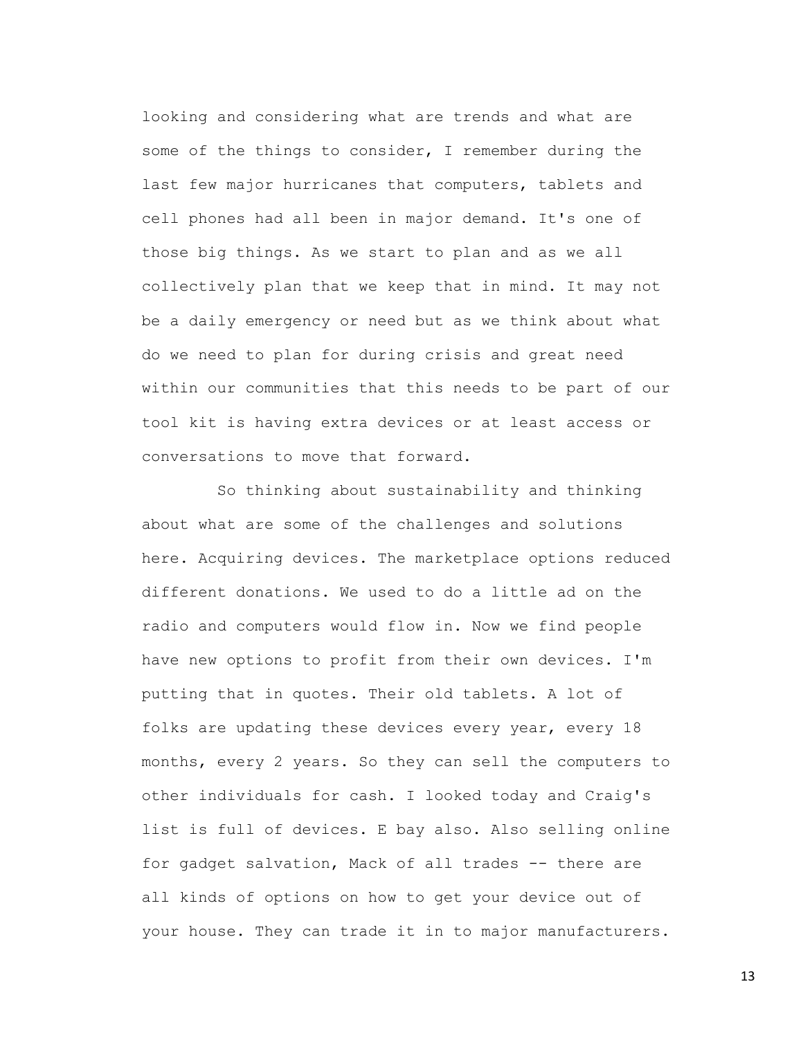looking and considering what are trends and what are some of the things to consider, I remember during the last few major hurricanes that computers, tablets and cell phones had all been in major demand. It's one of those big things. As we start to plan and as we all collectively plan that we keep that in mind. It may not be a daily emergency or need but as we think about what do we need to plan for during crisis and great need within our communities that this needs to be part of our tool kit is having extra devices or at least access or conversations to move that forward.

So thinking about sustainability and thinking about what are some of the challenges and solutions here. Acquiring devices. The marketplace options reduced different donations. We used to do a little ad on the radio and computers would flow in. Now we find people have new options to profit from their own devices. I'm putting that in quotes. Their old tablets. A lot of folks are updating these devices every year, every 18 months, every 2 years. So they can sell the computers to other individuals for cash. I looked today and Craig's list is full of devices. E bay also. Also selling online for gadget salvation, Mack of all trades -- there are all kinds of options on how to get your device out of your house. They can trade it in to major manufacturers.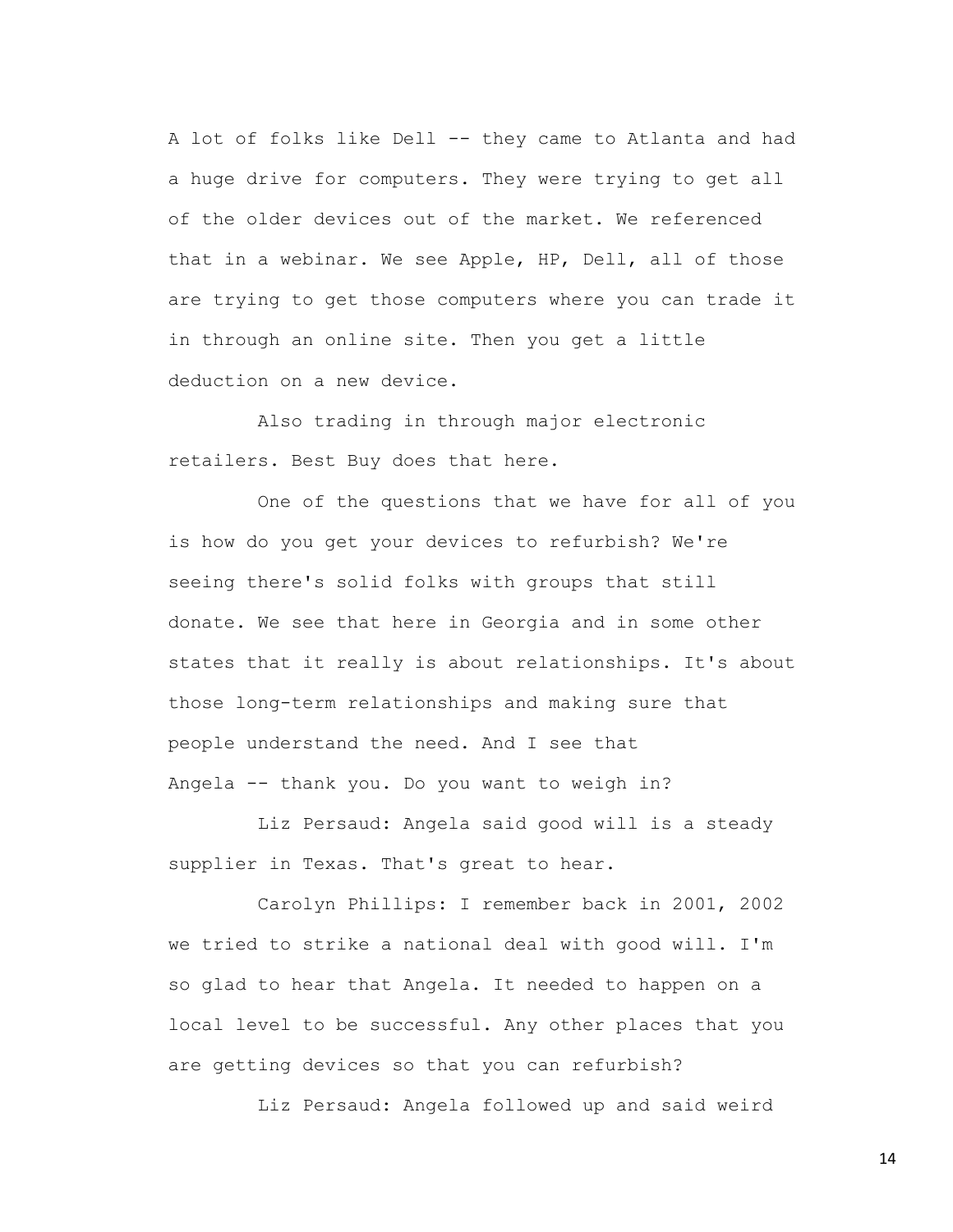A lot of folks like Dell -- they came to Atlanta and had a huge drive for computers. They were trying to get all of the older devices out of the market. We referenced that in a webinar. We see Apple, HP, Dell, all of those are trying to get those computers where you can trade it in through an online site. Then you get a little deduction on a new device.

Also trading in through major electronic retailers. Best Buy does that here.

One of the questions that we have for all of you is how do you get your devices to refurbish? We're seeing there's solid folks with groups that still donate. We see that here in Georgia and in some other states that it really is about relationships. It's about those long-term relationships and making sure that people understand the need. And I see that Angela -- thank you. Do you want to weigh in?

Liz Persaud: Angela said good will is a steady supplier in Texas. That's great to hear.

Carolyn Phillips: I remember back in 2001, 2002 we tried to strike a national deal with good will. I'm so glad to hear that Angela. It needed to happen on a local level to be successful. Any other places that you are getting devices so that you can refurbish?

Liz Persaud: Angela followed up and said weird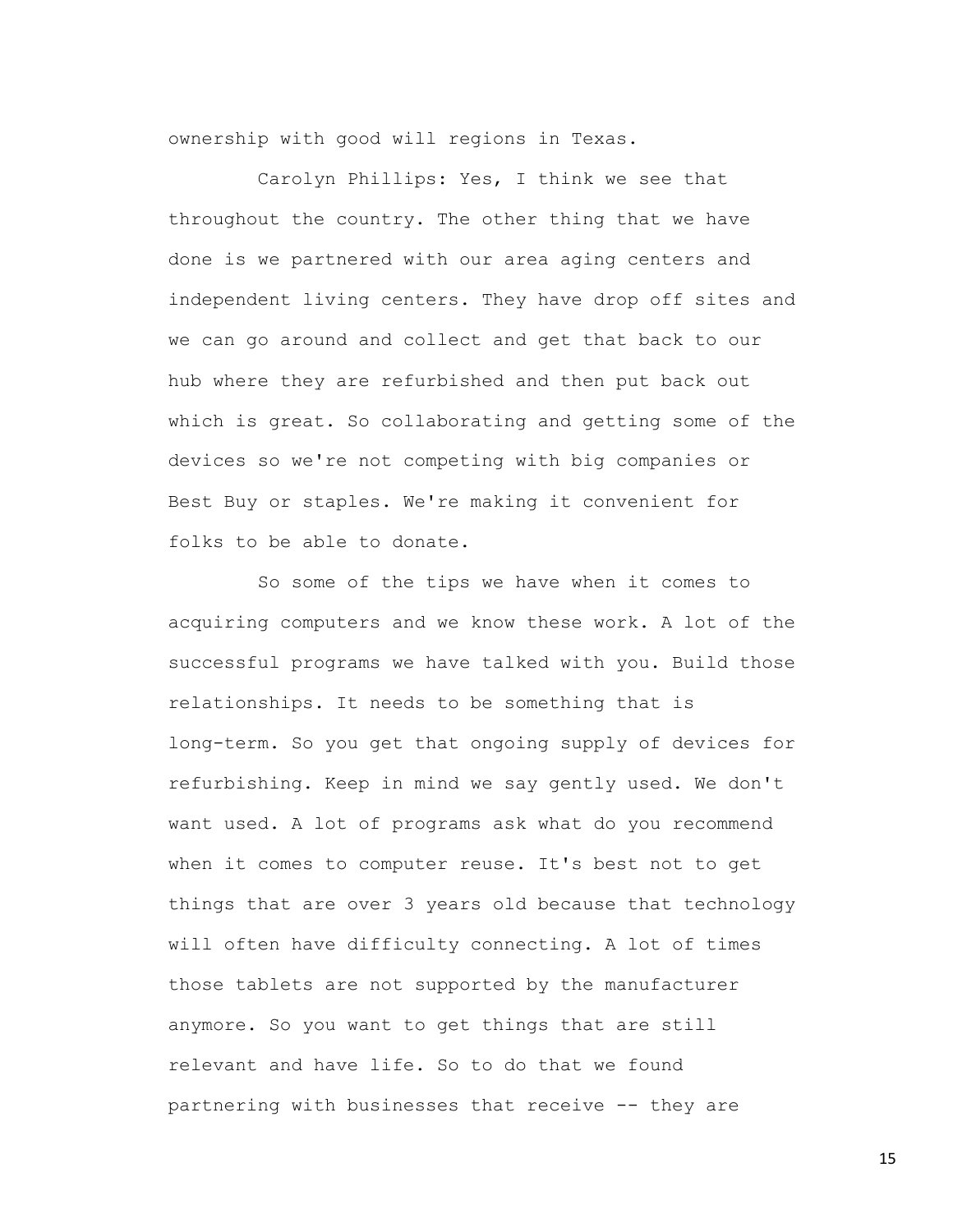ownership with good will regions in Texas.

Carolyn Phillips: Yes, I think we see that throughout the country. The other thing that we have done is we partnered with our area aging centers and independent living centers. They have drop off sites and we can go around and collect and get that back to our hub where they are refurbished and then put back out which is great. So collaborating and getting some of the devices so we're not competing with big companies or Best Buy or staples. We're making it convenient for folks to be able to donate.

So some of the tips we have when it comes to acquiring computers and we know these work. A lot of the successful programs we have talked with you. Build those relationships. It needs to be something that is long-term. So you get that ongoing supply of devices for refurbishing. Keep in mind we say gently used. We don't want used. A lot of programs ask what do you recommend when it comes to computer reuse. It's best not to get things that are over 3 years old because that technology will often have difficulty connecting. A lot of times those tablets are not supported by the manufacturer anymore. So you want to get things that are still relevant and have life. So to do that we found partnering with businesses that receive -- they are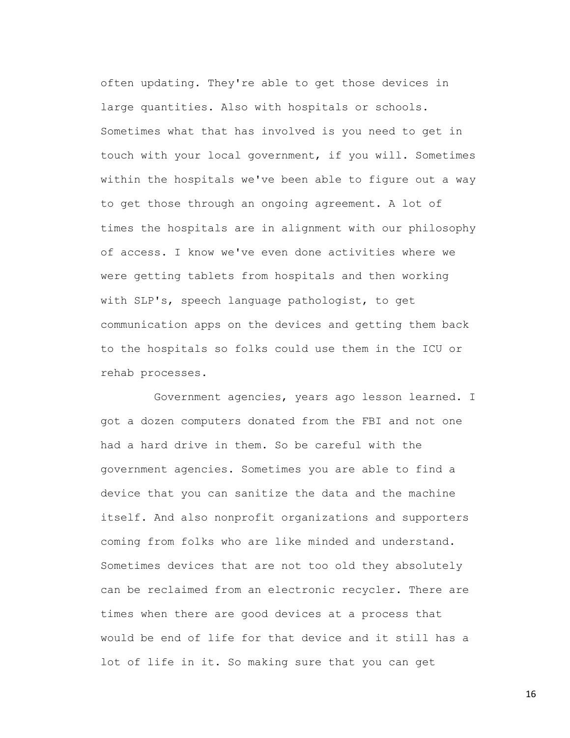often updating. They're able to get those devices in large quantities. Also with hospitals or schools. Sometimes what that has involved is you need to get in touch with your local government, if you will. Sometimes within the hospitals we've been able to figure out a way to get those through an ongoing agreement. A lot of times the hospitals are in alignment with our philosophy of access. I know we've even done activities where we were getting tablets from hospitals and then working with SLP's, speech language pathologist, to get communication apps on the devices and getting them back to the hospitals so folks could use them in the ICU or rehab processes.

Government agencies, years ago lesson learned. I got a dozen computers donated from the FBI and not one had a hard drive in them. So be careful with the government agencies. Sometimes you are able to find a device that you can sanitize the data and the machine itself. And also nonprofit organizations and supporters coming from folks who are like minded and understand. Sometimes devices that are not too old they absolutely can be reclaimed from an electronic recycler. There are times when there are good devices at a process that would be end of life for that device and it still has a lot of life in it. So making sure that you can get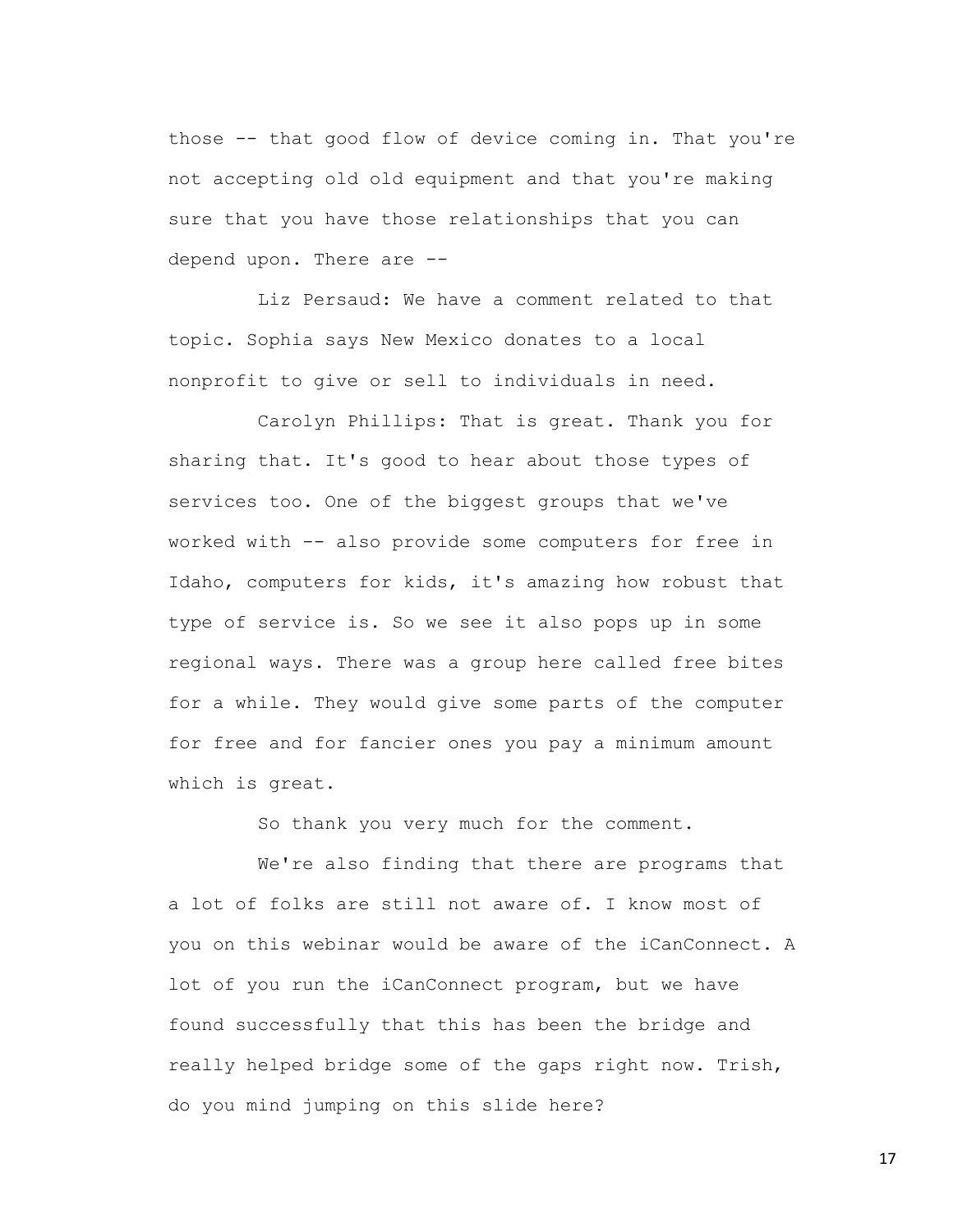those -- that good flow of device coming in. That you're not accepting old old equipment and that you're making sure that you have those relationships that you can depend upon. There are --

Liz Persaud: We have a comment related to that topic. Sophia says New Mexico donates to a local nonprofit to give or sell to individuals in need.

Carolyn Phillips: That is great. Thank you for sharing that. It's good to hear about those types of services too. One of the biggest groups that we've worked with -- also provide some computers for free in Idaho, computers for kids, it's amazing how robust that type of service is. So we see it also pops up in some regional ways. There was a group here called free bites for a while. They would give some parts of the computer for free and for fancier ones you pay a minimum amount which is great.

So thank you very much for the comment.

We're also finding that there are programs that a lot of folks are still not aware of. I know most of you on this webinar would be aware of the iCanConnect. A lot of you run the iCanConnect program, but we have found successfully that this has been the bridge and really helped bridge some of the gaps right now. Trish, do you mind jumping on this slide here?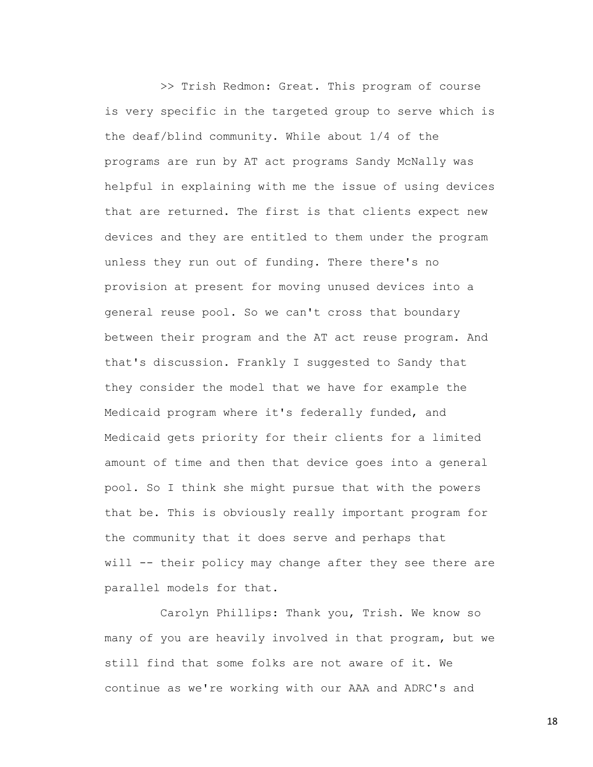>> Trish Redmon: Great. This program of course is very specific in the targeted group to serve which is the deaf/blind community. While about 1/4 of the programs are run by AT act programs Sandy McNally was helpful in explaining with me the issue of using devices that are returned. The first is that clients expect new devices and they are entitled to them under the program unless they run out of funding. There there's no provision at present for moving unused devices into a general reuse pool. So we can't cross that boundary between their program and the AT act reuse program. And that's discussion. Frankly I suggested to Sandy that they consider the model that we have for example the Medicaid program where it's federally funded, and Medicaid gets priority for their clients for a limited amount of time and then that device goes into a general pool. So I think she might pursue that with the powers that be. This is obviously really important program for the community that it does serve and perhaps that will -- their policy may change after they see there are parallel models for that.

Carolyn Phillips: Thank you, Trish. We know so many of you are heavily involved in that program, but we still find that some folks are not aware of it. We continue as we're working with our AAA and ADRC's and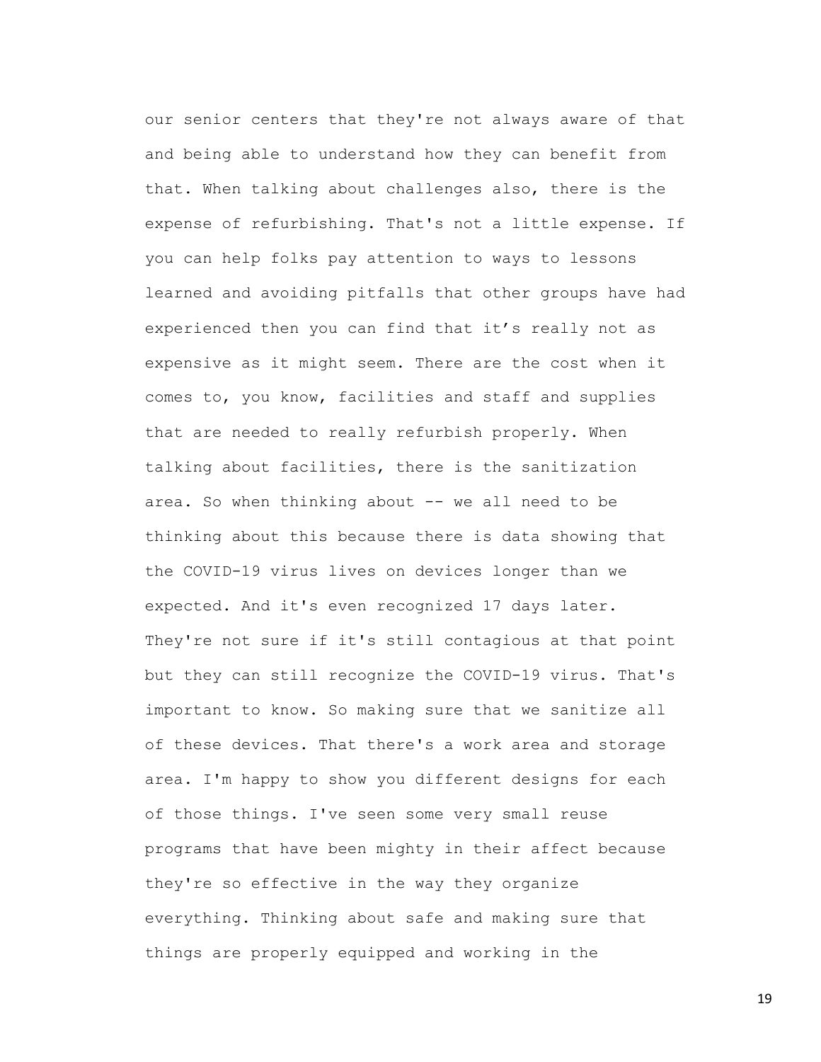our senior centers that they're not always aware of that and being able to understand how they can benefit from that. When talking about challenges also, there is the expense of refurbishing. That's not a little expense. If you can help folks pay attention to ways to lessons learned and avoiding pitfalls that other groups have had experienced then you can find that it's really not as expensive as it might seem. There are the cost when it comes to, you know, facilities and staff and supplies that are needed to really refurbish properly. When talking about facilities, there is the sanitization area. So when thinking about -- we all need to be thinking about this because there is data showing that the COVID-19 virus lives on devices longer than we expected. And it's even recognized 17 days later. They're not sure if it's still contagious at that point but they can still recognize the COVID-19 virus. That's important to know. So making sure that we sanitize all of these devices. That there's a work area and storage area. I'm happy to show you different designs for each of those things. I've seen some very small reuse programs that have been mighty in their affect because they're so effective in the way they organize everything. Thinking about safe and making sure that things are properly equipped and working in the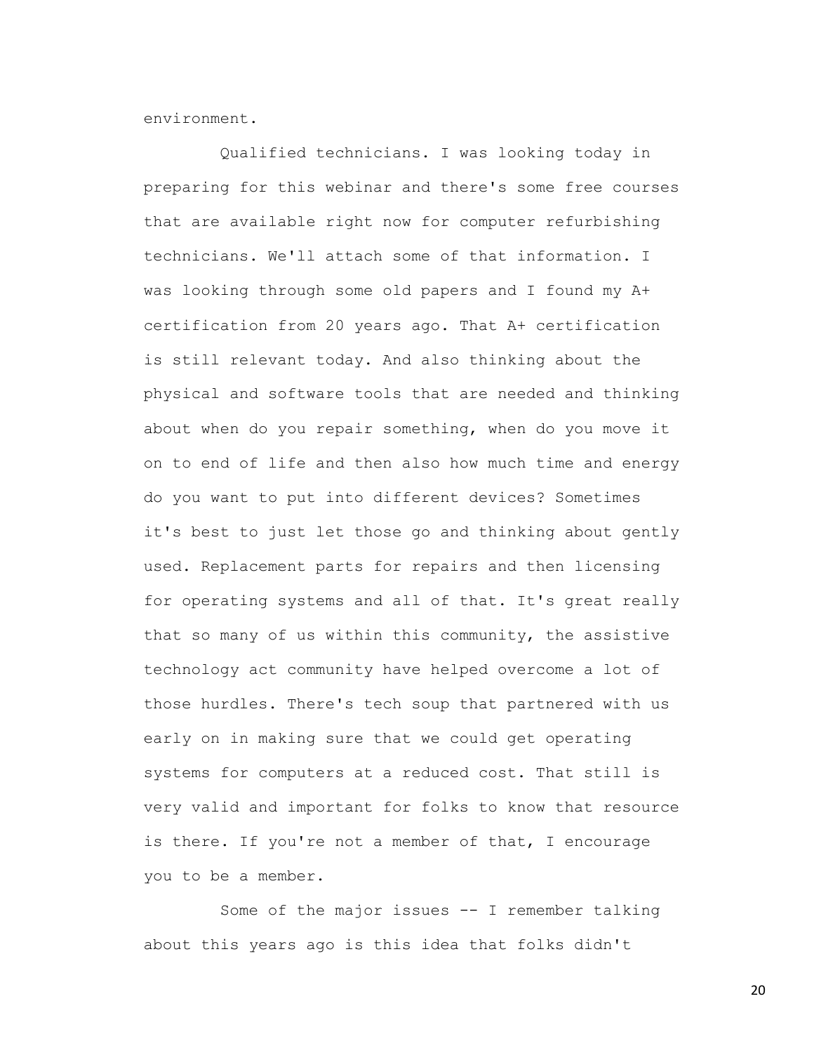environment.

Qualified technicians. I was looking today in preparing for this webinar and there's some free courses that are available right now for computer refurbishing technicians. We'll attach some of that information. I was looking through some old papers and I found my A+ certification from 20 years ago. That A+ certification is still relevant today. And also thinking about the physical and software tools that are needed and thinking about when do you repair something, when do you move it on to end of life and then also how much time and energy do you want to put into different devices? Sometimes it's best to just let those go and thinking about gently used. Replacement parts for repairs and then licensing for operating systems and all of that. It's great really that so many of us within this community, the assistive technology act community have helped overcome a lot of those hurdles. There's tech soup that partnered with us early on in making sure that we could get operating systems for computers at a reduced cost. That still is very valid and important for folks to know that resource is there. If you're not a member of that, I encourage you to be a member.

Some of the major issues -- I remember talking about this years ago is this idea that folks didn't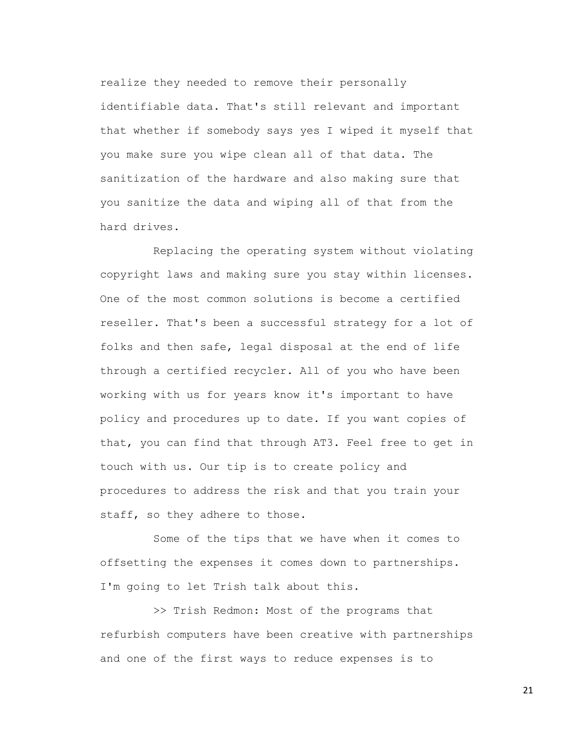realize they needed to remove their personally identifiable data. That's still relevant and important that whether if somebody says yes I wiped it myself that you make sure you wipe clean all of that data. The sanitization of the hardware and also making sure that you sanitize the data and wiping all of that from the hard drives.

Replacing the operating system without violating copyright laws and making sure you stay within licenses. One of the most common solutions is become a certified reseller. That's been a successful strategy for a lot of folks and then safe, legal disposal at the end of life through a certified recycler. All of you who have been working with us for years know it's important to have policy and procedures up to date. If you want copies of that, you can find that through AT3. Feel free to get in touch with us. Our tip is to create policy and procedures to address the risk and that you train your staff, so they adhere to those.

Some of the tips that we have when it comes to offsetting the expenses it comes down to partnerships. I'm going to let Trish talk about this.

>> Trish Redmon: Most of the programs that refurbish computers have been creative with partnerships and one of the first ways to reduce expenses is to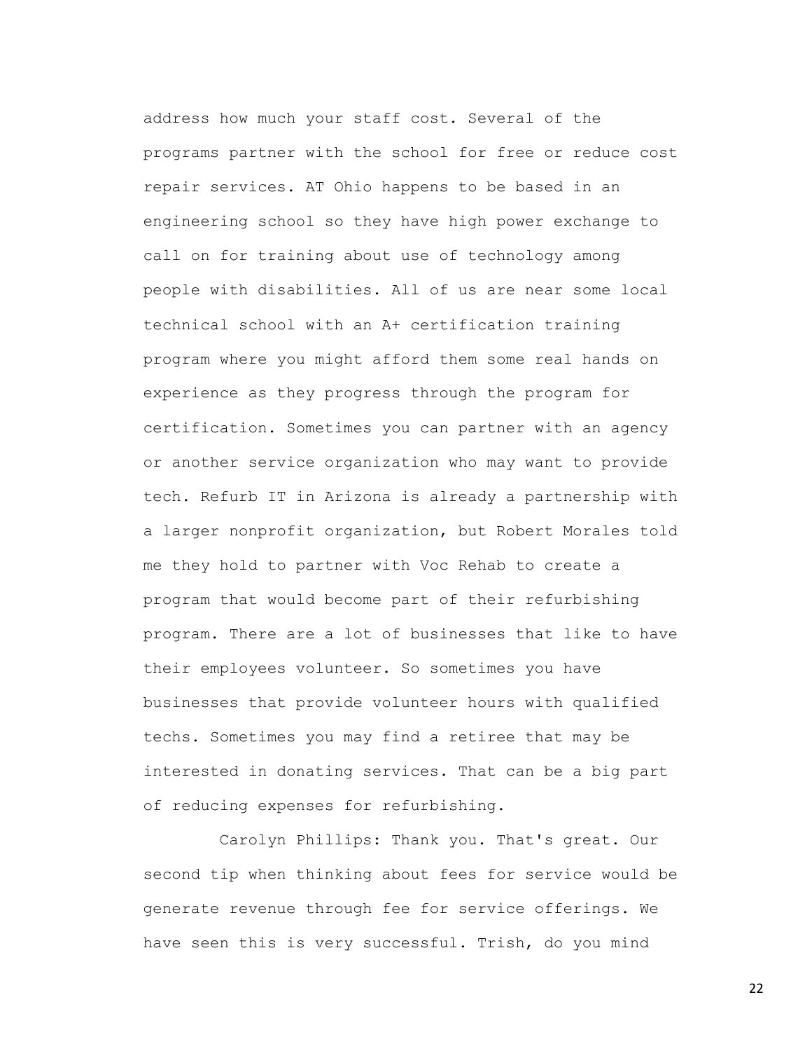address how much your staff cost. Several of the programs partner with the school for free or reduce cost repair services. AT Ohio happens to be based in an engineering school so they have high power exchange to call on for training about use of technology among people with disabilities. All of us are near some local technical school with an A+ certification training program where you might afford them some real hands on experience as they progress through the program for certification. Sometimes you can partner with an agency or another service organization who may want to provide tech. Refurb IT in Arizona is already a partnership with a larger nonprofit organization, but Robert Morales told me they hold to partner with Voc Rehab to create a program that would become part of their refurbishing program. There are a lot of businesses that like to have their employees volunteer. So sometimes you have businesses that provide volunteer hours with qualified techs. Sometimes you may find a retiree that may be interested in donating services. That can be a big part of reducing expenses for refurbishing.

Carolyn Phillips: Thank you. That's great. Our second tip when thinking about fees for service would be generate revenue through fee for service offerings. We have seen this is very successful. Trish, do you mind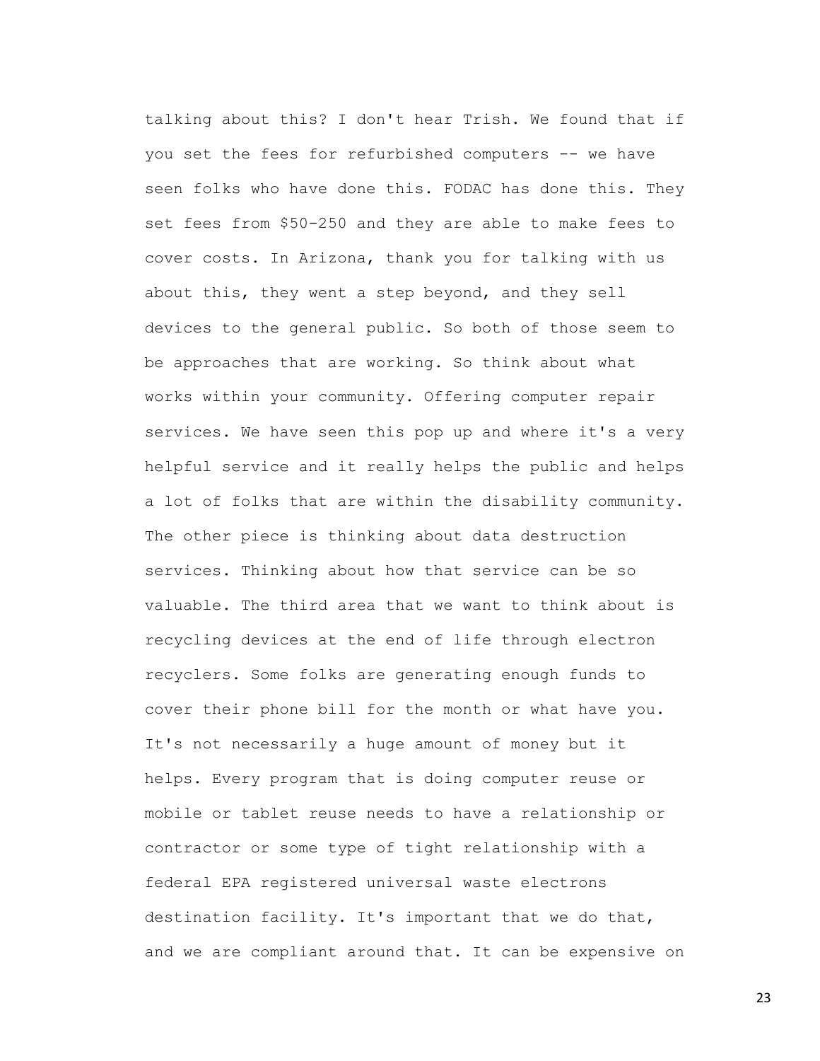talking about this? I don't hear Trish. We found that if you set the fees for refurbished computers -- we have seen folks who have done this. FODAC has done this. They set fees from $50-250 and they are able to make fees to cover costs. In Arizona, thank you for talking with us about this, they went a step beyond, and they sell devices to the general public. So both of those seem to be approaches that are working. So think about what works within your community. Offering computer repair services. We have seen this pop up and where it's a very helpful service and it really helps the public and helps a lot of folks that are within the disability community. The other piece is thinking about data destruction services. Thinking about how that service can be so valuable. The third area that we want to think about is recycling devices at the end of life through electron recyclers. Some folks are generating enough funds to cover their phone bill for the month or what have you. It's not necessarily a huge amount of money but it helps. Every program that is doing computer reuse or mobile or tablet reuse needs to have a relationship or contractor or some type of tight relationship with a federal EPA registered universal waste electrons destination facility. It's important that we do that, and we are compliant around that. It can be expensive on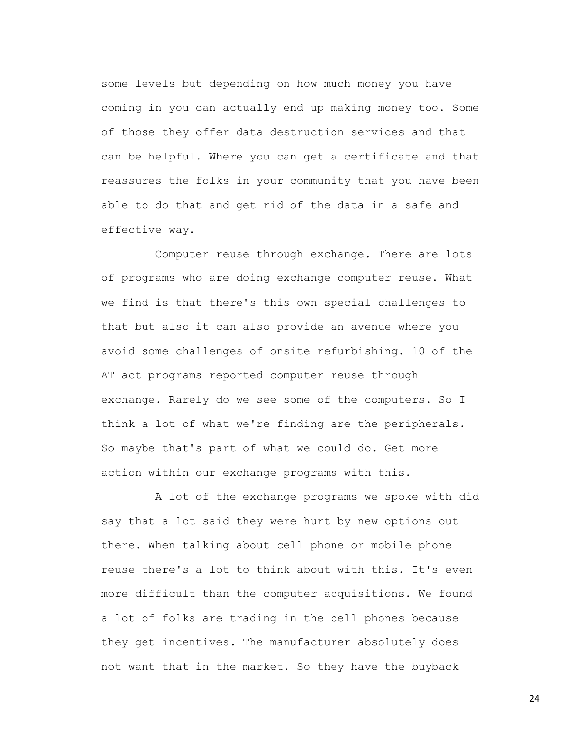some levels but depending on how much money you have coming in you can actually end up making money too. Some of those they offer data destruction services and that can be helpful. Where you can get a certificate and that reassures the folks in your community that you have been able to do that and get rid of the data in a safe and effective way.

Computer reuse through exchange. There are lots of programs who are doing exchange computer reuse. What we find is that there's this own special challenges to that but also it can also provide an avenue where you avoid some challenges of onsite refurbishing. 10 of the AT act programs reported computer reuse through exchange. Rarely do we see some of the computers. So I think a lot of what we're finding are the peripherals. So maybe that's part of what we could do. Get more action within our exchange programs with this.

A lot of the exchange programs we spoke with did say that a lot said they were hurt by new options out there. When talking about cell phone or mobile phone reuse there's a lot to think about with this. It's even more difficult than the computer acquisitions. We found a lot of folks are trading in the cell phones because they get incentives. The manufacturer absolutely does not want that in the market. So they have the buyback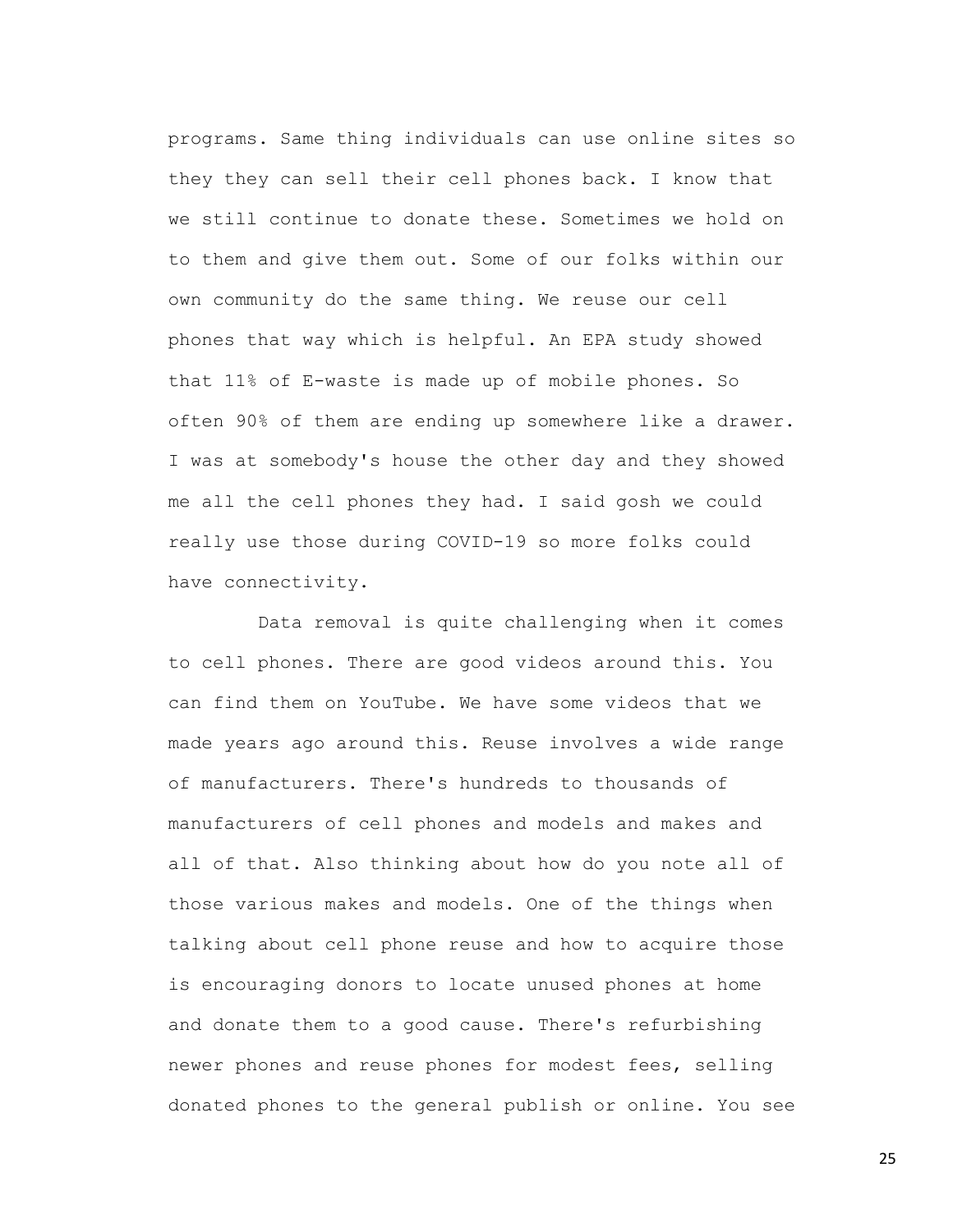programs. Same thing individuals can use online sites so they they can sell their cell phones back. I know that we still continue to donate these. Sometimes we hold on to them and give them out. Some of our folks within our own community do the same thing. We reuse our cell phones that way which is helpful. An EPA study showed that 11% of E-waste is made up of mobile phones. So often 90% of them are ending up somewhere like a drawer. I was at somebody's house the other day and they showed me all the cell phones they had. I said gosh we could really use those during COVID-19 so more folks could have connectivity.

Data removal is quite challenging when it comes to cell phones. There are good videos around this. You can find them on YouTube. We have some videos that we made years ago around this. Reuse involves a wide range of manufacturers. There's hundreds to thousands of manufacturers of cell phones and models and makes and all of that. Also thinking about how do you note all of those various makes and models. One of the things when talking about cell phone reuse and how to acquire those is encouraging donors to locate unused phones at home and donate them to a good cause. There's refurbishing newer phones and reuse phones for modest fees, selling donated phones to the general publish or online. You see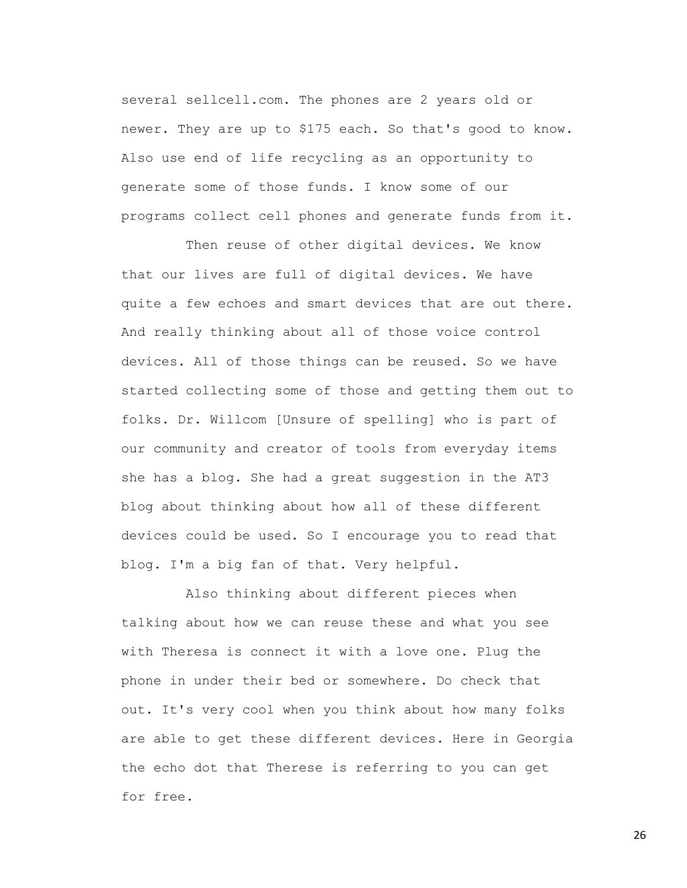several sellcell.com. The phones are 2 years old or newer. They are up to $175 each. So that's good to know. Also use end of life recycling as an opportunity to generate some of those funds. I know some of our programs collect cell phones and generate funds from it.

Then reuse of other digital devices. We know that our lives are full of digital devices. We have quite a few echoes and smart devices that are out there. And really thinking about all of those voice control devices. All of those things can be reused. So we have started collecting some of those and getting them out to folks. Dr. Willcom [Unsure of spelling] who is part of our community and creator of tools from everyday items she has a blog. She had a great suggestion in the AT3 blog about thinking about how all of these different devices could be used. So I encourage you to read that blog. I'm a big fan of that. Very helpful.

Also thinking about different pieces when talking about how we can reuse these and what you see with Theresa is connect it with a love one. Plug the phone in under their bed or somewhere. Do check that out. It's very cool when you think about how many folks are able to get these different devices. Here in Georgia the echo dot that Therese is referring to you can get for free.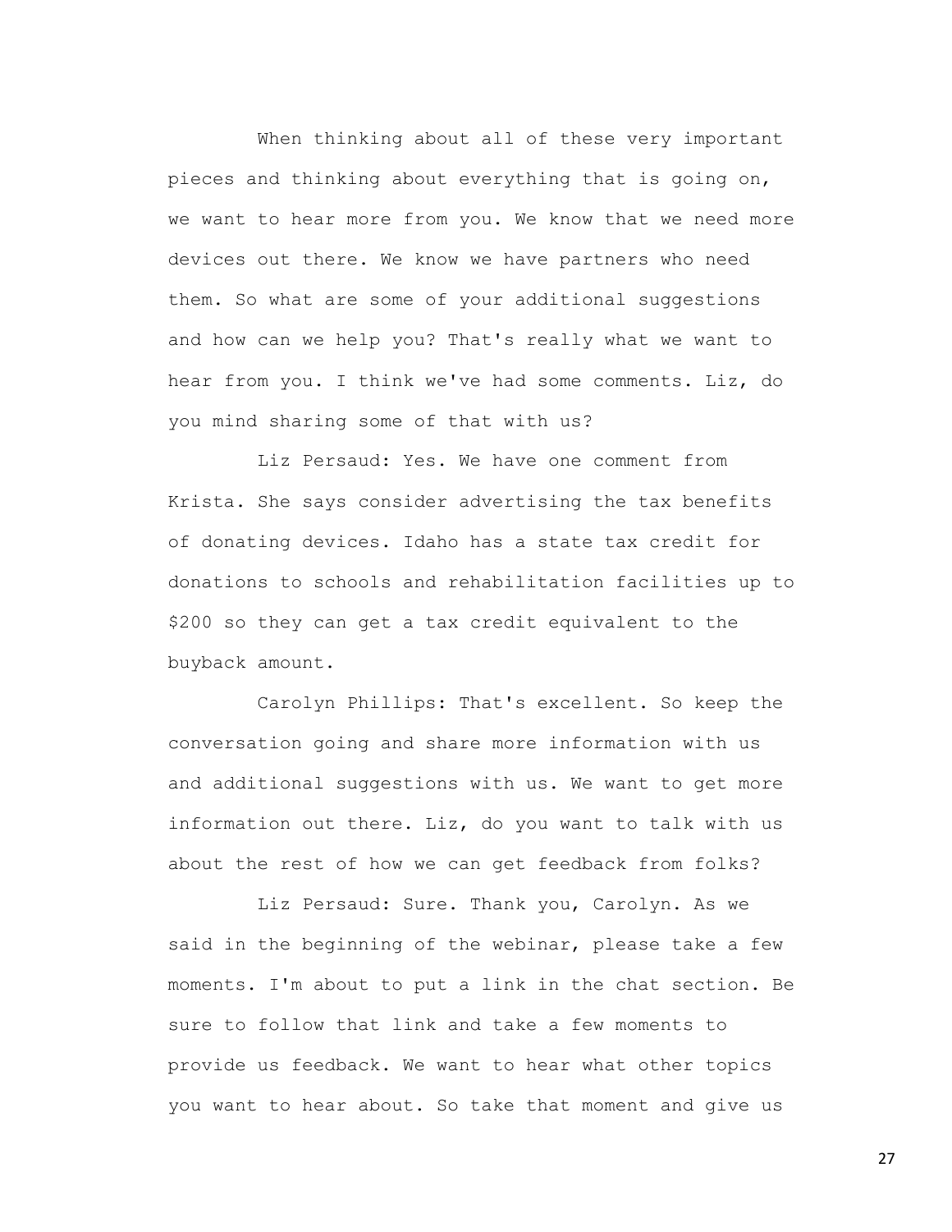When thinking about all of these very important pieces and thinking about everything that is going on, we want to hear more from you. We know that we need more devices out there. We know we have partners who need them. So what are some of your additional suggestions and how can we help you? That's really what we want to hear from you. I think we've had some comments. Liz, do you mind sharing some of that with us?

Liz Persaud: Yes. We have one comment from Krista. She says consider advertising the tax benefits of donating devices. Idaho has a state tax credit for donations to schools and rehabilitation facilities up to $200 so they can get a tax credit equivalent to the buyback amount.

Carolyn Phillips: That's excellent. So keep the conversation going and share more information with us and additional suggestions with us. We want to get more information out there. Liz, do you want to talk with us about the rest of how we can get feedback from folks?

Liz Persaud: Sure. Thank you, Carolyn. As we said in the beginning of the webinar, please take a few moments. I'm about to put a link in the chat section. Be sure to follow that link and take a few moments to provide us feedback. We want to hear what other topics you want to hear about. So take that moment and give us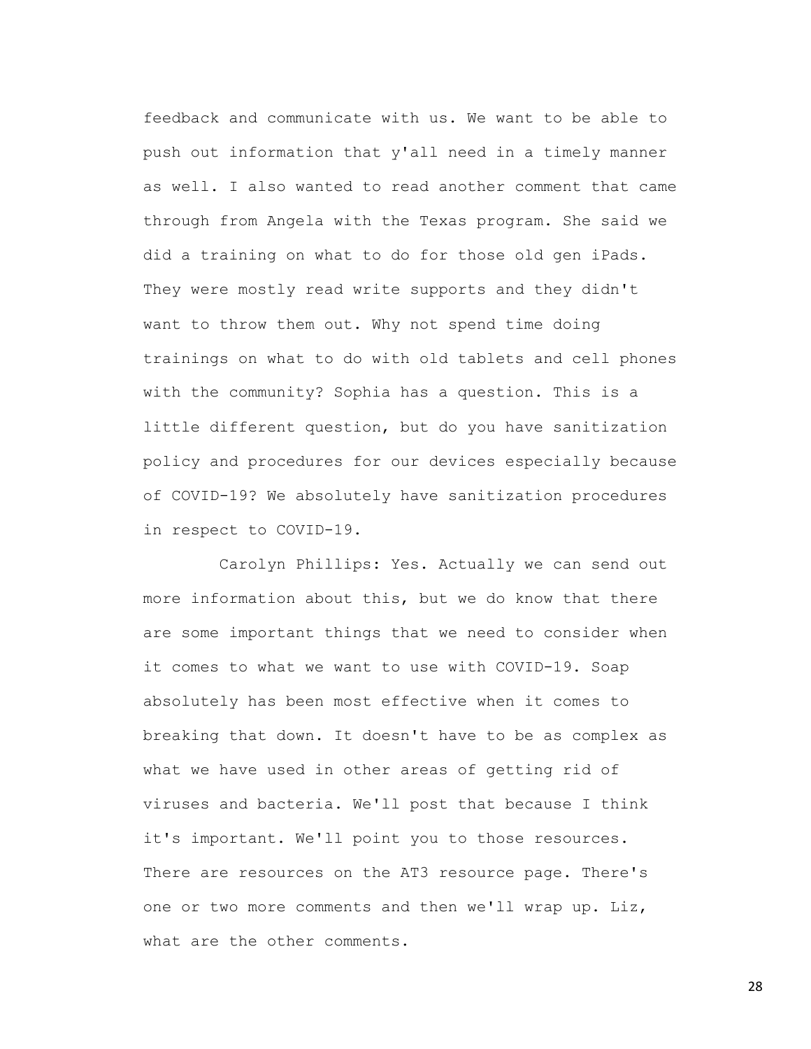feedback and communicate with us. We want to be able to push out information that y'all need in a timely manner as well. I also wanted to read another comment that came through from Angela with the Texas program. She said we did a training on what to do for those old gen iPads. They were mostly read write supports and they didn't want to throw them out. Why not spend time doing trainings on what to do with old tablets and cell phones with the community? Sophia has a question. This is a little different question, but do you have sanitization policy and procedures for our devices especially because of COVID-19? We absolutely have sanitization procedures in respect to COVID-19.

Carolyn Phillips: Yes. Actually we can send out more information about this, but we do know that there are some important things that we need to consider when it comes to what we want to use with COVID-19. Soap absolutely has been most effective when it comes to breaking that down. It doesn't have to be as complex as what we have used in other areas of getting rid of viruses and bacteria. We'll post that because I think it's important. We'll point you to those resources. There are resources on the AT3 resource page. There's one or two more comments and then we'll wrap up. Liz, what are the other comments.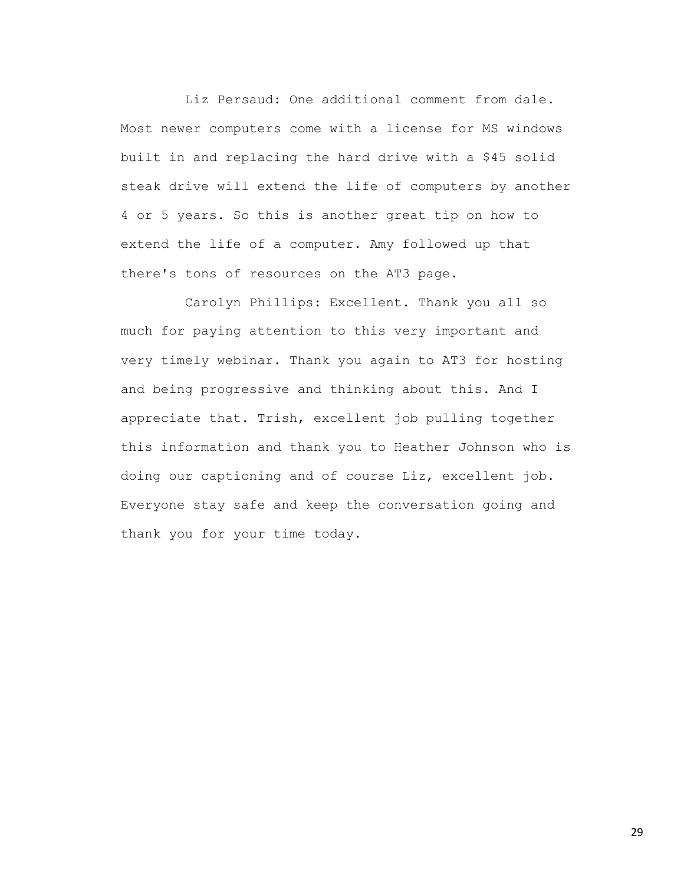Liz Persaud: One additional comment from dale. Most newer computers come with a license for MS windows built in and replacing the hard drive with a $45 solid steak drive will extend the life of computers by another 4 or 5 years. So this is another great tip on how to extend the life of a computer. Amy followed up that there's tons of resources on the AT3 page.

Carolyn Phillips: Excellent. Thank you all so much for paying attention to this very important and very timely webinar. Thank you again to AT3 for hosting and being progressive and thinking about this. And I appreciate that. Trish, excellent job pulling together this information and thank you to Heather Johnson who is doing our captioning and of course Liz, excellent job. Everyone stay safe and keep the conversation going and thank you for your time today.